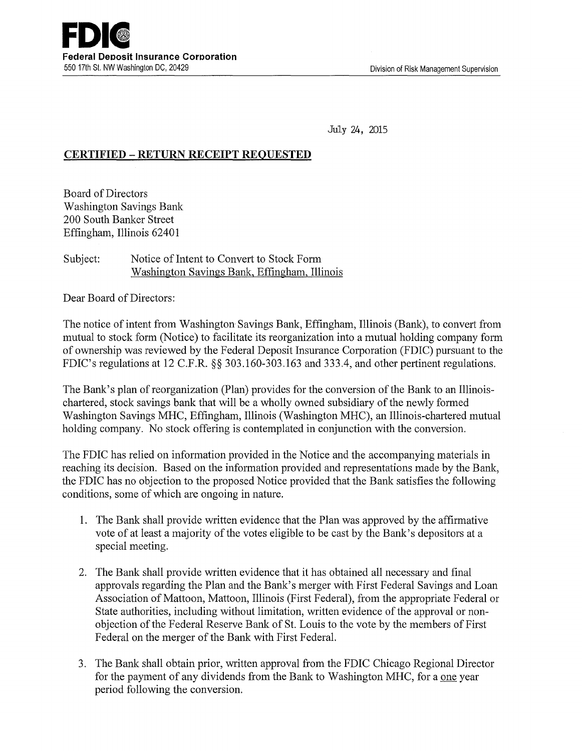**FDIC**
**Federal Deposit Insurance Corporation**
550 17th St. NW Washington DC, 20429

Division of Risk Management Supervision

July 24, 2015

**CERTIFIED – RETURN RECEIPT REQUESTED**

Board of Directors
Washington Savings Bank
200 South Banker Street
Effingham, Illinois 62401

Subject: Notice of Intent to Convert to Stock Form
Washington Savings Bank, Effingham, Illinois

Dear Board of Directors:

The notice of intent from Washington Savings Bank, Effingham, Illinois (Bank), to convert from mutual to stock form (Notice) to facilitate its reorganization into a mutual holding company form of ownership was reviewed by the Federal Deposit Insurance Corporation (FDIC) pursuant to the FDIC's regulations at 12 C.F.R. §§ 303.160-303.163 and 333.4, and other pertinent regulations.

The Bank's plan of reorganization (Plan) provides for the conversion of the Bank to an Illinois-chartered, stock savings bank that will be a wholly owned subsidiary of the newly formed Washington Savings MHC, Effingham, Illinois (Washington MHC), an Illinois-chartered mutual holding company. No stock offering is contemplated in conjunction with the conversion.

The FDIC has relied on information provided in the Notice and the accompanying materials in reaching its decision. Based on the information provided and representations made by the Bank, the FDIC has no objection to the proposed Notice provided that the Bank satisfies the following conditions, some of which are ongoing in nature.

1. The Bank shall provide written evidence that the Plan was approved by the affirmative vote of at least a majority of the votes eligible to be cast by the Bank's depositors at a special meeting.

2. The Bank shall provide written evidence that it has obtained all necessary and final approvals regarding the Plan and the Bank's merger with First Federal Savings and Loan Association of Mattoon, Mattoon, Illinois (First Federal), from the appropriate Federal or State authorities, including without limitation, written evidence of the approval or non-objection of the Federal Reserve Bank of St. Louis to the vote by the members of First Federal on the merger of the Bank with First Federal.

3. The Bank shall obtain prior, written approval from the FDIC Chicago Regional Director for the payment of any dividends from the Bank to Washington MHC, for a one year period following the conversion.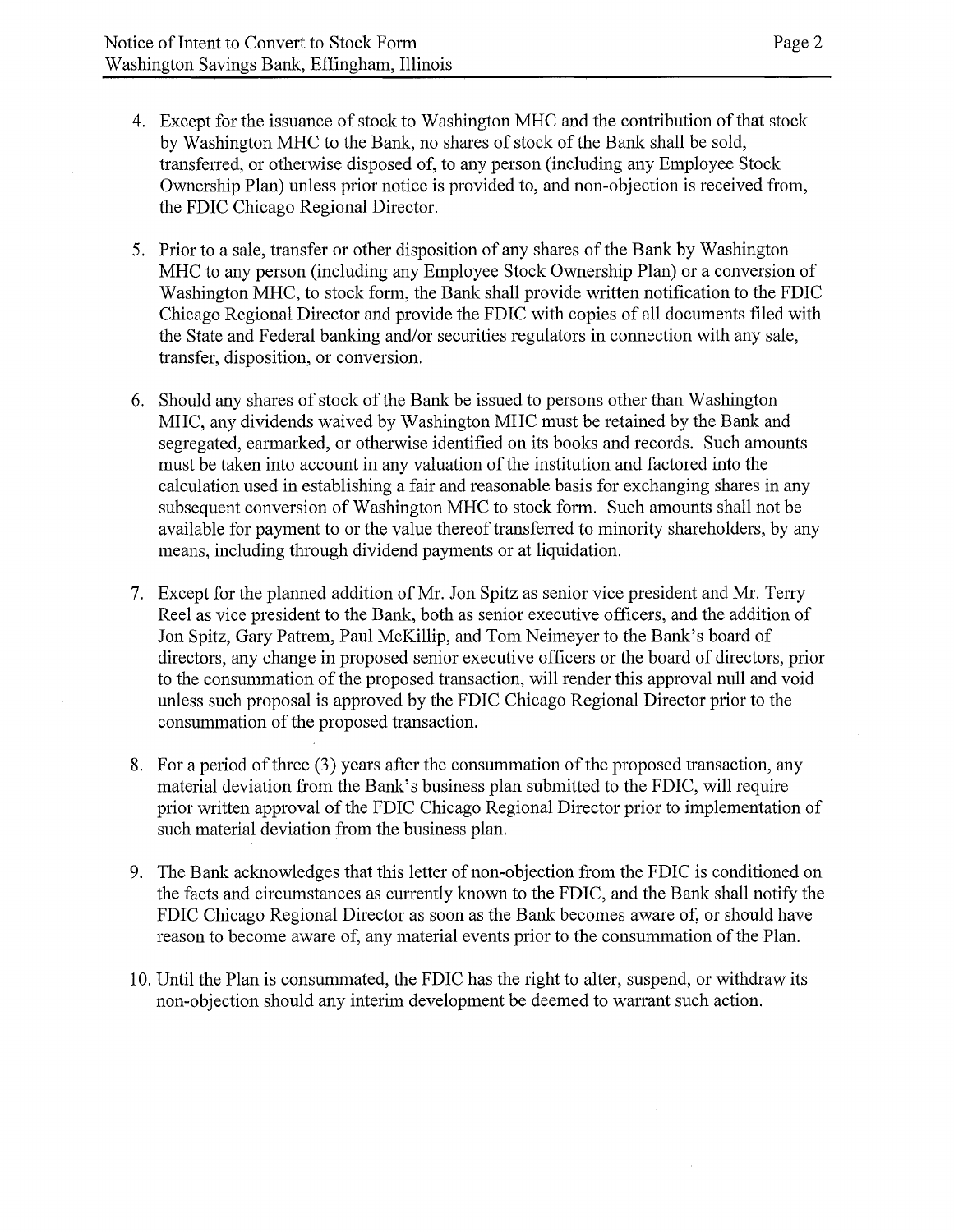4. Except for the issuance of stock to Washington MHC and the contribution of that stock by Washington MHC to the Bank, no shares of stock of the Bank shall be sold, transferred, or otherwise disposed of, to any person (including any Employee Stock Ownership Plan) unless prior notice is provided to, and non-objection is received from, the FDIC Chicago Regional Director.

5. Prior to a sale, transfer or other disposition of any shares of the Bank by Washington MHC to any person (including any Employee Stock Ownership Plan) or a conversion of Washington MHC, to stock form, the Bank shall provide written notification to the FDIC Chicago Regional Director and provide the FDIC with copies of all documents filed with the State and Federal banking and/or securities regulators in connection with any sale, transfer, disposition, or conversion.

6. Should any shares of stock of the Bank be issued to persons other than Washington MHC, any dividends waived by Washington MHC must be retained by the Bank and segregated, earmarked, or otherwise identified on its books and records. Such amounts must be taken into account in any valuation of the institution and factored into the calculation used in establishing a fair and reasonable basis for exchanging shares in any subsequent conversion of Washington MHC to stock form. Such amounts shall not be available for payment to or the value thereof transferred to minority shareholders, by any means, including through dividend payments or at liquidation.

7. Except for the planned addition of Mr. Jon Spitz as senior vice president and Mr. Terry Reel as vice president to the Bank, both as senior executive officers, and the addition of Jon Spitz, Gary Patrem, Paul McKillip, and Tom Neimeyer to the Bank's board of directors, any change in proposed senior executive officers or the board of directors, prior to the consummation of the proposed transaction, will render this approval null and void unless such proposal is approved by the FDIC Chicago Regional Director prior to the consummation of the proposed transaction.

8. For a period of three (3) years after the consummation of the proposed transaction, any material deviation from the Bank's business plan submitted to the FDIC, will require prior written approval of the FDIC Chicago Regional Director prior to implementation of such material deviation from the business plan.

9. The Bank acknowledges that this letter of non-objection from the FDIC is conditioned on the facts and circumstances as currently known to the FDIC, and the Bank shall notify the FDIC Chicago Regional Director as soon as the Bank becomes aware of, or should have reason to become aware of, any material events prior to the consummation of the Plan.

10. Until the Plan is consummated, the FDIC has the right to alter, suspend, or withdraw its non-objection should any interim development be deemed to warrant such action.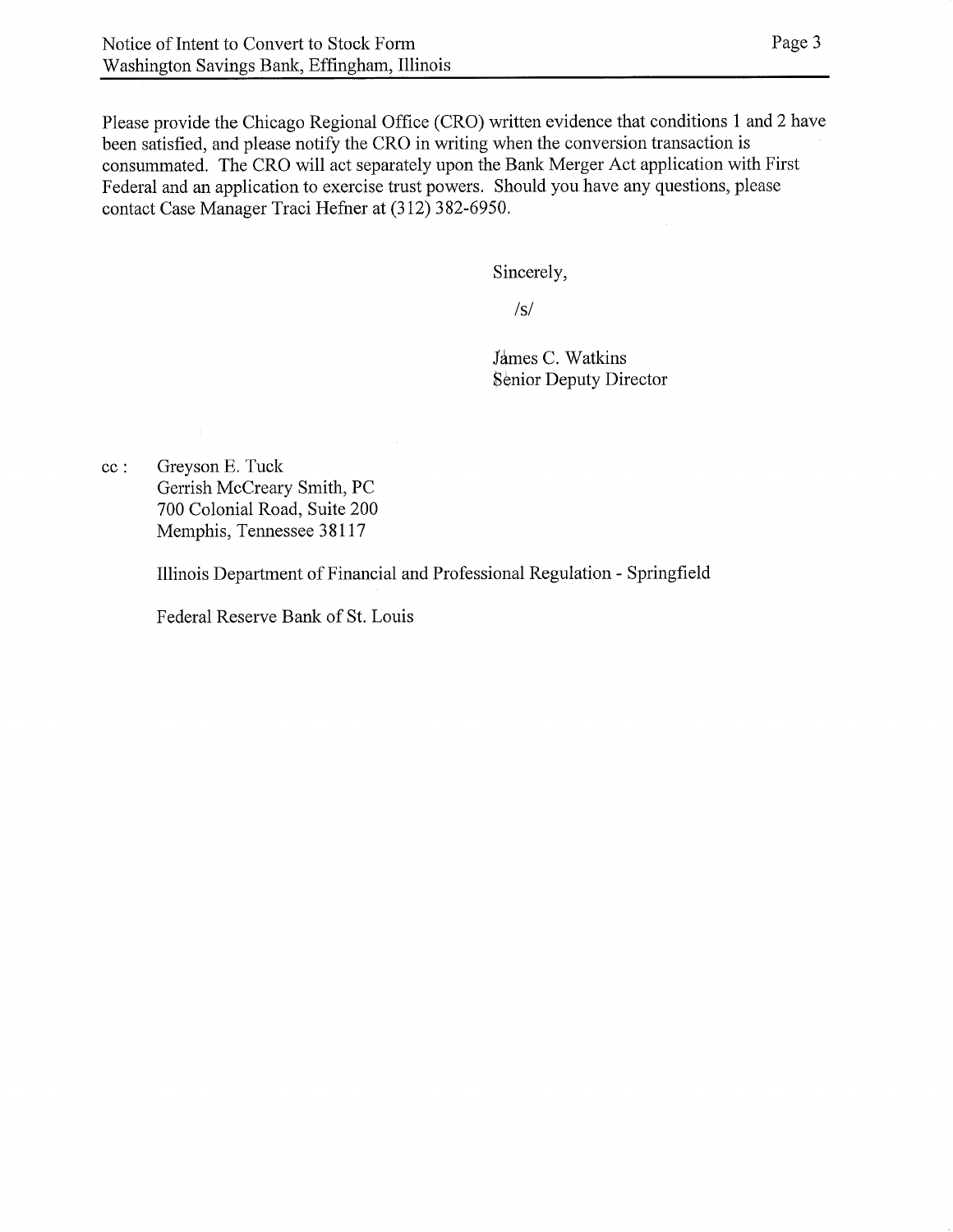Please provide the Chicago Regional Office (CRO) written evidence that conditions 1 and 2 have been satisfied, and please notify the CRO in writing when the conversion transaction is consummated. The CRO will act separately upon the Bank Merger Act application with First Federal and an application to exercise trust powers. Should you have any questions, please contact Case Manager Traci Hefner at (312) 382-6950.

Sincerely,

/s/

James C. Watkins
Senior Deputy Director

cc : Greyson E. Tuck
Gerrish McCreary Smith, PC
700 Colonial Road, Suite 200
Memphis, Tennessee 38117

Illinois Department of Financial and Professional Regulation - Springfield

Federal Reserve Bank of St. Louis